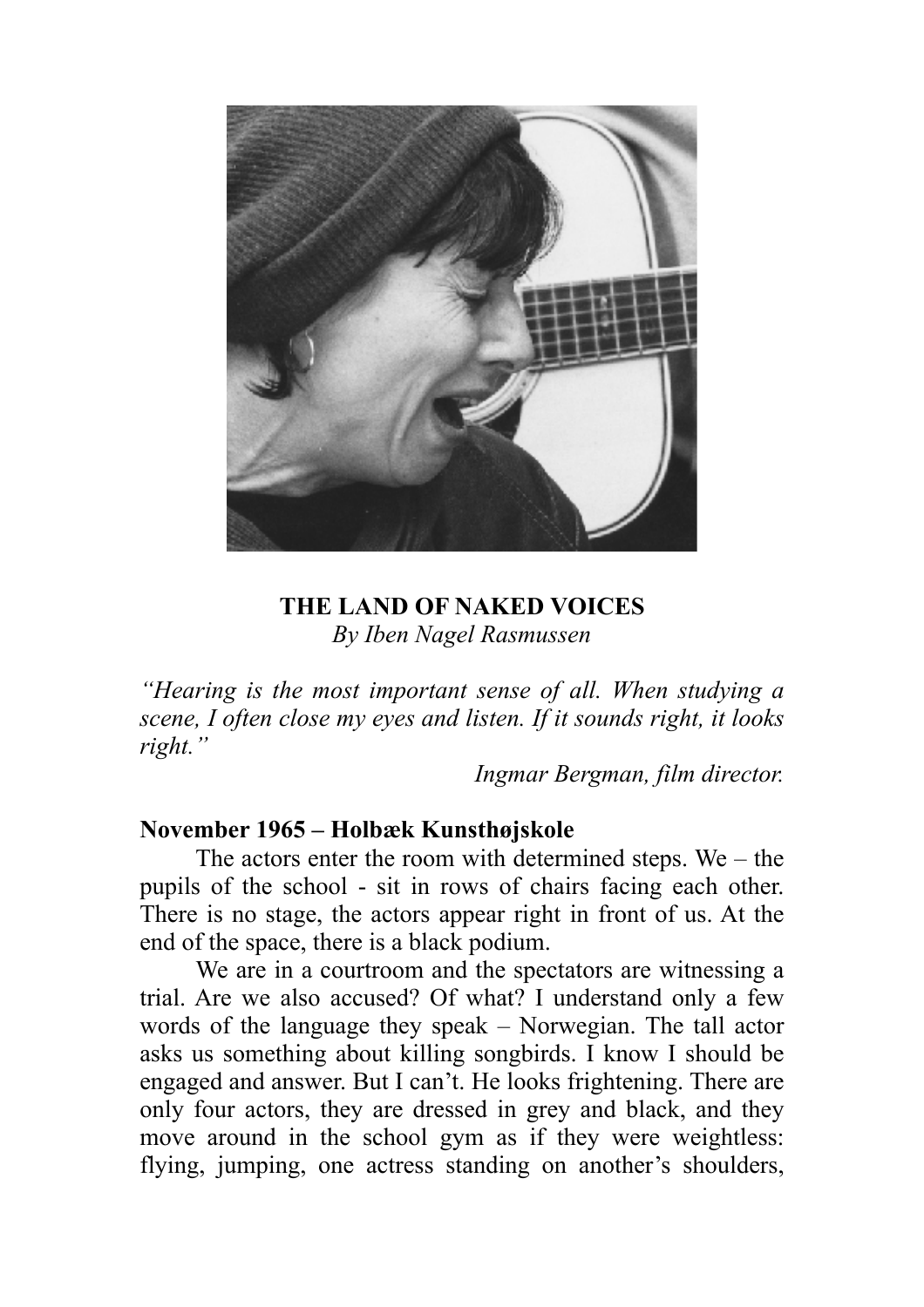# THE LAND OF NAKED VOICES

*By Iben Nagel Rasmussen*

*"Hearing is the most important sense of all. When studying a scene, I often close my eyes and listen. If it sounds right, it looks right."*

*Ingmar Bergman, film director.*

**November 1965 – Holbæk Kunsthøjskole**

The actors enter the room with determined steps. We – the pupils of the school - sit in rows of chairs facing each other. There is no stage, the actors appear right in front of us. At the end of the space, there is a black podium.

We are in a courtroom and the spectators are witnessing a trial. Are we also accused? Of what? I understand only a few words of the language they speak – Norwegian. The tall actor asks us something about killing songbirds. I know I should be engaged and answer. But I can't. He looks frightening. There are only four actors, they are dressed in grey and black, and they move around in the school gym as if they were weightless: flying, jumping, one actress standing on another's shoulders,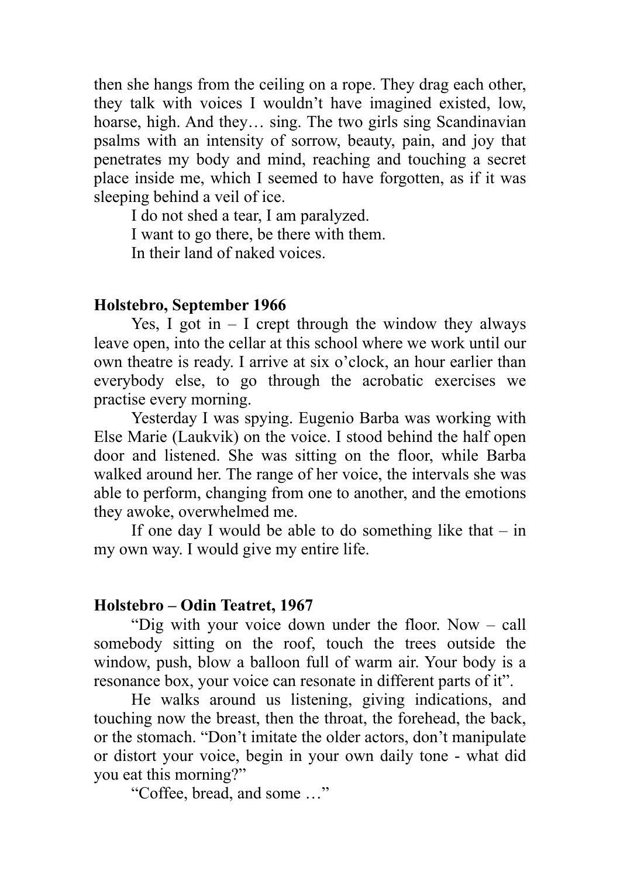then she hangs from the ceiling on a rope. They drag each other, they talk with voices I wouldn't have imagined existed, low, hoarse, high. And they… sing. The two girls sing Scandinavian psalms with an intensity of sorrow, beauty, pain, and joy that penetrates my body and mind, reaching and touching a secret place inside me, which I seemed to have forgotten, as if it was sleeping behind a veil of ice.

I do not shed a tear, I am paralyzed.

I want to go there, be there with them.

In their land of naked voices.

**Holstebro, September 1966**

Yes, I got in – I crept through the window they always leave open, into the cellar at this school where we work until our own theatre is ready. I arrive at six o'clock, an hour earlier than everybody else, to go through the acrobatic exercises we practise every morning.

Yesterday I was spying. Eugenio Barba was working with Else Marie (Laukvik) on the voice. I stood behind the half open door and listened. She was sitting on the floor, while Barba walked around her. The range of her voice, the intervals she was able to perform, changing from one to another, and the emotions they awoke, overwhelmed me.

If one day I would be able to do something like that – in my own way. I would give my entire life.

**Holstebro – Odin Teatret, 1967**

"Dig with your voice down under the floor. Now – call somebody sitting on the roof, touch the trees outside the window, push, blow a balloon full of warm air. Your body is a resonance box, your voice can resonate in different parts of it".

He walks around us listening, giving indications, and touching now the breast, then the throat, the forehead, the back, or the stomach. "Don't imitate the older actors, don't manipulate or distort your voice, begin in your own daily tone - what did you eat this morning?"

"Coffee, bread, and some …"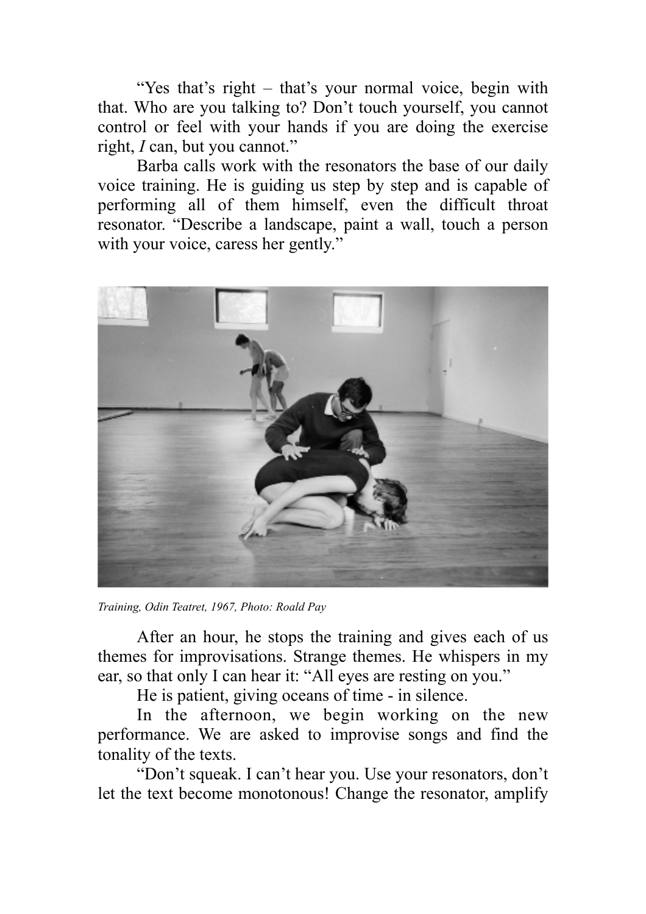"Yes that's right – that's your normal voice, begin with that. Who are you talking to? Don't touch yourself, you cannot control or feel with your hands if you are doing the exercise right, *I* can, but you cannot."

Barba calls work with the resonators the base of our daily voice training. He is guiding us step by step and is capable of performing all of them himself, even the difficult throat resonator. "Describe a landscape, paint a wall, touch a person with your voice, caress her gently."

*Training, Odin Teatret, 1967, Photo: Roald Pay*

After an hour, he stops the training and gives each of us themes for improvisations. Strange themes. He whispers in my ear, so that only I can hear it: "All eyes are resting on you."

He is patient, giving oceans of time - in silence.

In the afternoon, we begin working on the new performance. We are asked to improvise songs and find the tonality of the texts.

"Don't squeak. I can't hear you. Use your resonators, don't let the text become monotonous! Change the resonator, amplify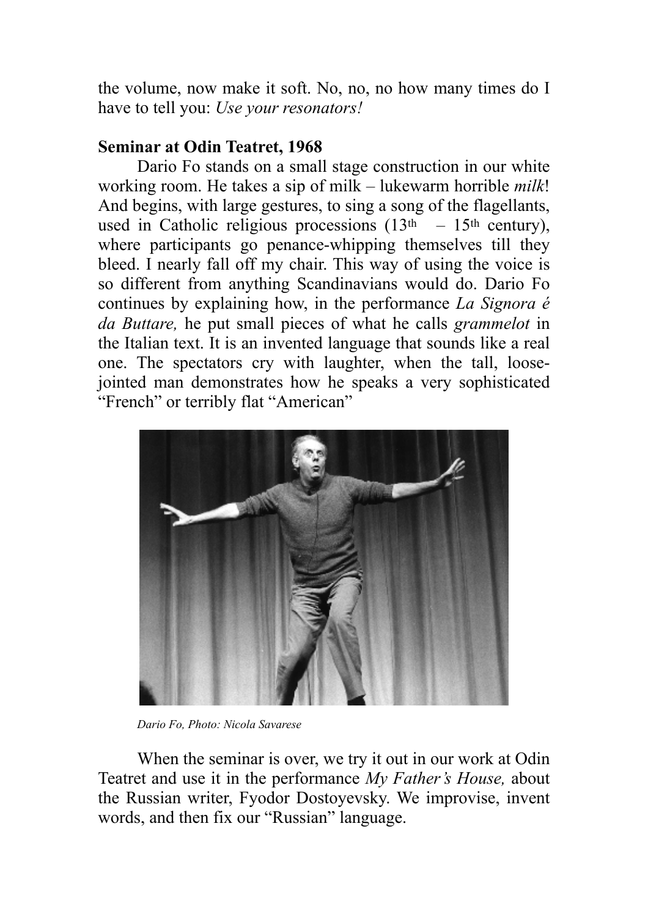the volume, now make it soft. No, no, no how many times do I have to tell you: *Use your resonators!*

**Seminar at Odin Teatret, 1968**

Dario Fo stands on a small stage construction in our white working room. He takes a sip of milk – lukewarm horrible *milk*! And begins, with large gestures, to sing a song of the flagellants, used in Catholic religious processions (13th – 15th century), where participants go penance-whipping themselves till they bleed. I nearly fall off my chair. This way of using the voice is so different from anything Scandinavians would do. Dario Fo continues by explaining how, in the performance *La Signora é da Buttare,* he put small pieces of what he calls *grammelot* in the Italian text. It is an invented language that sounds like a real one. The spectators cry with laughter, when the tall, loose-jointed man demonstrates how he speaks a very sophisticated "French" or terribly flat "American"

*Dario Fo, Photo: Nicola Savarese*

When the seminar is over, we try it out in our work at Odin Teatret and use it in the performance *My Father's House,* about the Russian writer, Fyodor Dostoyevsky. We improvise, invent words, and then fix our "Russian" language.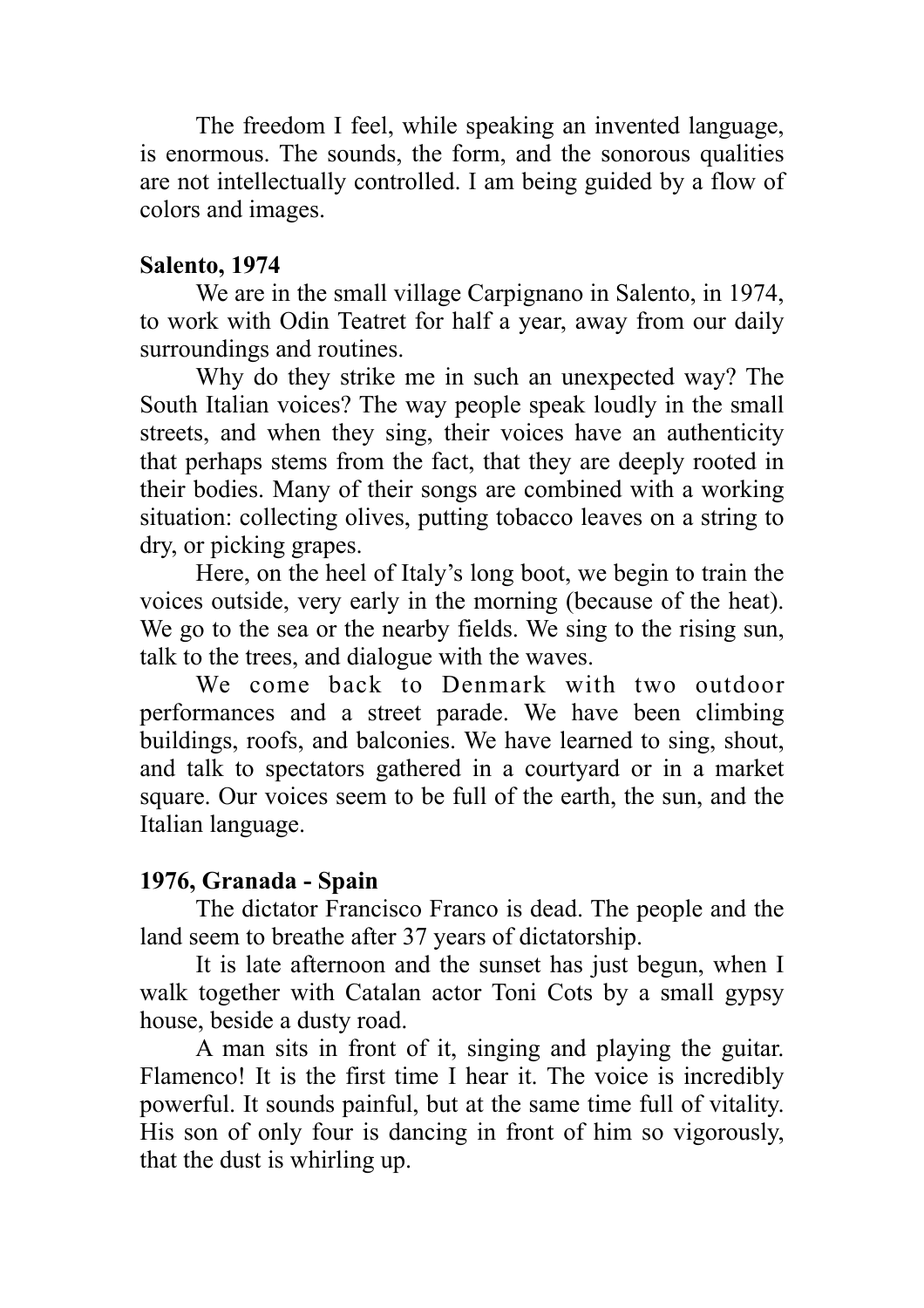The freedom I feel, while speaking an invented language, is enormous. The sounds, the form, and the sonorous qualities are not intellectually controlled. I am being guided by a flow of colors and images.

**Salento, 1974**

We are in the small village Carpignano in Salento, in 1974, to work with Odin Teatret for half a year, away from our daily surroundings and routines.

Why do they strike me in such an unexpected way? The South Italian voices? The way people speak loudly in the small streets, and when they sing, their voices have an authenticity that perhaps stems from the fact, that they are deeply rooted in their bodies. Many of their songs are combined with a working situation: collecting olives, putting tobacco leaves on a string to dry, or picking grapes.

Here, on the heel of Italy's long boot, we begin to train the voices outside, very early in the morning (because of the heat). We go to the sea or the nearby fields. We sing to the rising sun, talk to the trees, and dialogue with the waves.

We come back to Denmark with two outdoor performances and a street parade. We have been climbing buildings, roofs, and balconies. We have learned to sing, shout, and talk to spectators gathered in a courtyard or in a market square. Our voices seem to be full of the earth, the sun, and the Italian language.

**1976, Granada - Spain**

The dictator Francisco Franco is dead. The people and the land seem to breathe after 37 years of dictatorship.

It is late afternoon and the sunset has just begun, when I walk together with Catalan actor Toni Cots by a small gypsy house, beside a dusty road.

A man sits in front of it, singing and playing the guitar. Flamenco! It is the first time I hear it. The voice is incredibly powerful. It sounds painful, but at the same time full of vitality. His son of only four is dancing in front of him so vigorously, that the dust is whirling up.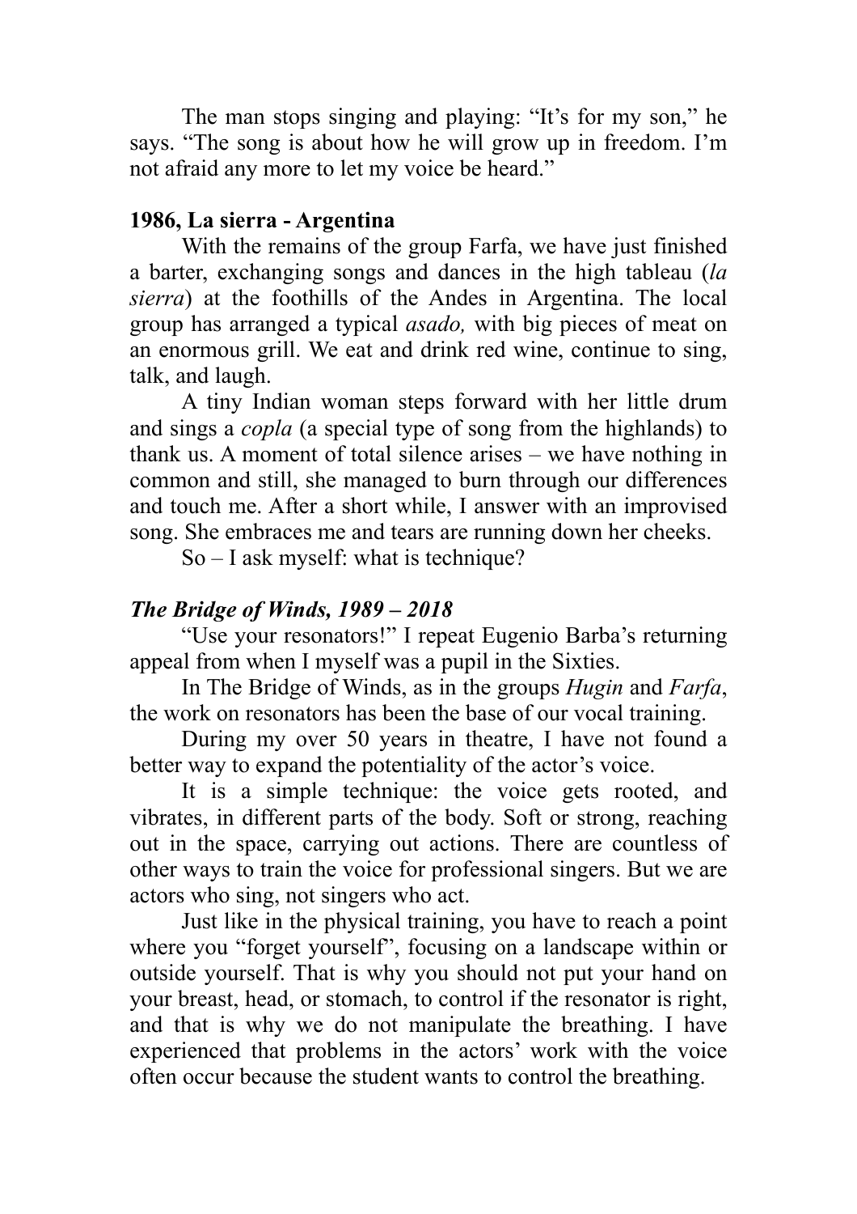The man stops singing and playing: "It's for my son," he says. "The song is about how he will grow up in freedom. I'm not afraid any more to let my voice be heard."

**1986, La sierra - Argentina**

With the remains of the group Farfa, we have just finished a barter, exchanging songs and dances in the high tableau (*la sierra*) at the foothills of the Andes in Argentina. The local group has arranged a typical *asado,* with big pieces of meat on an enormous grill. We eat and drink red wine, continue to sing, talk, and laugh.

A tiny Indian woman steps forward with her little drum and sings a *copla* (a special type of song from the highlands) to thank us. A moment of total silence arises – we have nothing in common and still, she managed to burn through our differences and touch me. After a short while, I answer with an improvised song. She embraces me and tears are running down her cheeks.

So – I ask myself: what is technique?

***The Bridge of Winds, 1989 – 2018***

"Use your resonators!" I repeat Eugenio Barba's returning appeal from when I myself was a pupil in the Sixties.

In The Bridge of Winds, as in the groups *Hugin* and *Farfa*, the work on resonators has been the base of our vocal training.

During my over 50 years in theatre, I have not found a better way to expand the potentiality of the actor's voice.

It is a simple technique: the voice gets rooted, and vibrates, in different parts of the body. Soft or strong, reaching out in the space, carrying out actions. There are countless of other ways to train the voice for professional singers. But we are actors who sing, not singers who act.

Just like in the physical training, you have to reach a point where you "forget yourself", focusing on a landscape within or outside yourself. That is why you should not put your hand on your breast, head, or stomach, to control if the resonator is right, and that is why we do not manipulate the breathing. I have experienced that problems in the actors' work with the voice often occur because the student wants to control the breathing.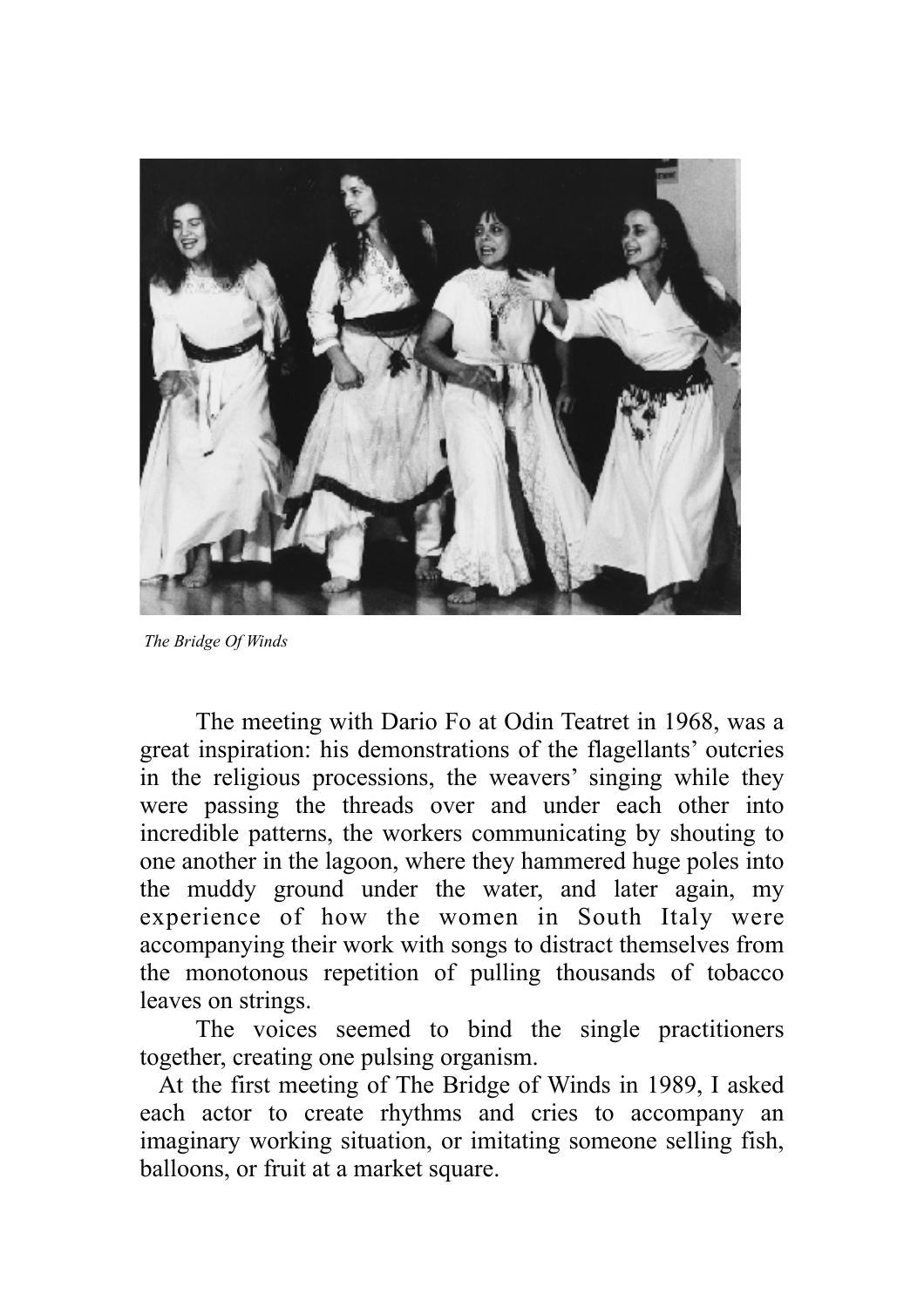*The Bridge Of Winds*

The meeting with Dario Fo at Odin Teatret in 1968, was a great inspiration: his demonstrations of the flagellants' outcries in the religious processions, the weavers' singing while they were passing the threads over and under each other into incredible patterns, the workers communicating by shouting to one another in the lagoon, where they hammered huge poles into the muddy ground under the water, and later again, my experience of how the women in South Italy were accompanying their work with songs to distract themselves from the monotonous repetition of pulling thousands of tobacco leaves on strings.

The voices seemed to bind the single practitioners together, creating one pulsing organism.

At the first meeting of The Bridge of Winds in 1989, I asked each actor to create rhythms and cries to accompany an imaginary working situation, or imitating someone selling fish, balloons, or fruit at a market square.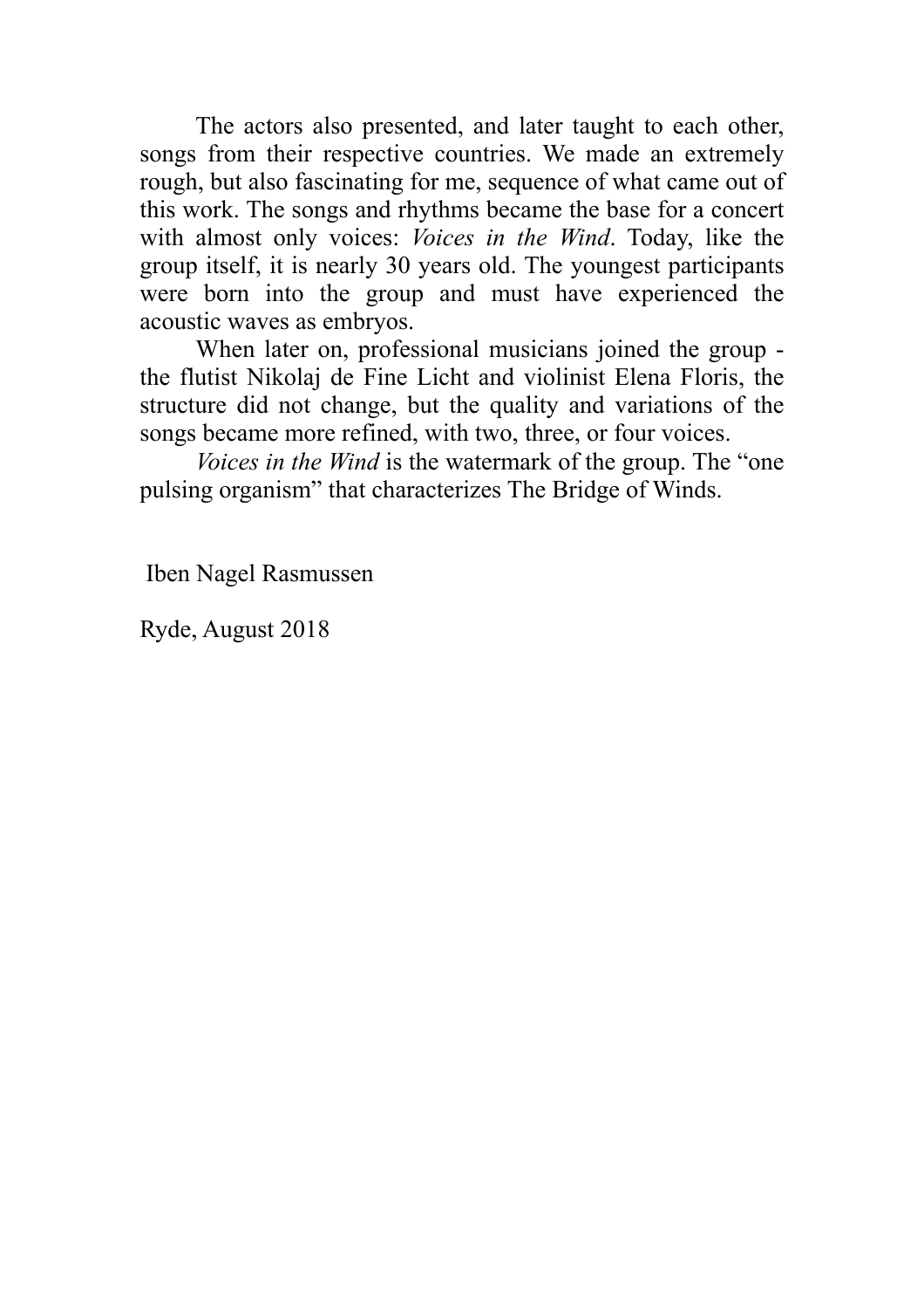The actors also presented, and later taught to each other, songs from their respective countries. We made an extremely rough, but also fascinating for me, sequence of what came out of this work. The songs and rhythms became the base for a concert with almost only voices: *Voices in the Wind*. Today, like the group itself, it is nearly 30 years old. The youngest participants were born into the group and must have experienced the acoustic waves as embryos.

When later on, professional musicians joined the group - the flutist Nikolaj de Fine Licht and violinist Elena Floris, the structure did not change, but the quality and variations of the songs became more refined, with two, three, or four voices.

*Voices in the Wind* is the watermark of the group. The "one pulsing organism" that characterizes The Bridge of Winds.

Iben Nagel Rasmussen

Ryde, August 2018